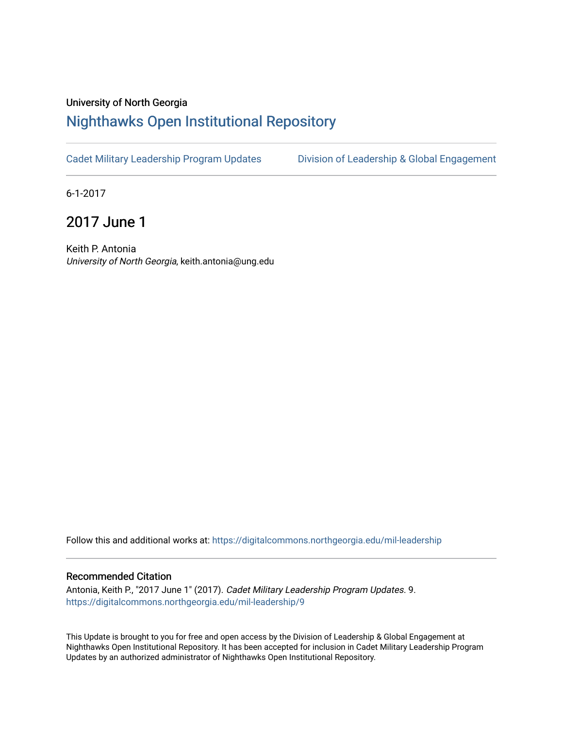University of North Georgia

# Nighthawks Open Institutional Repository

Cadet Military Leadership Program Updates    Division of Leadership & Global Engagement

6-1-2017

## 2017 June 1

Keith P. Antonia
*University of North Georgia*, keith.antonia@ung.edu

Follow this and additional works at: https://digitalcommons.northgeorgia.edu/mil-leadership

### Recommended Citation

Antonia, Keith P., "2017 June 1" (2017). *Cadet Military Leadership Program Updates*. 9.
https://digitalcommons.northgeorgia.edu/mil-leadership/9

This Update is brought to you for free and open access by the Division of Leadership & Global Engagement at Nighthawks Open Institutional Repository. It has been accepted for inclusion in Cadet Military Leadership Program Updates by an authorized administrator of Nighthawks Open Institutional Repository.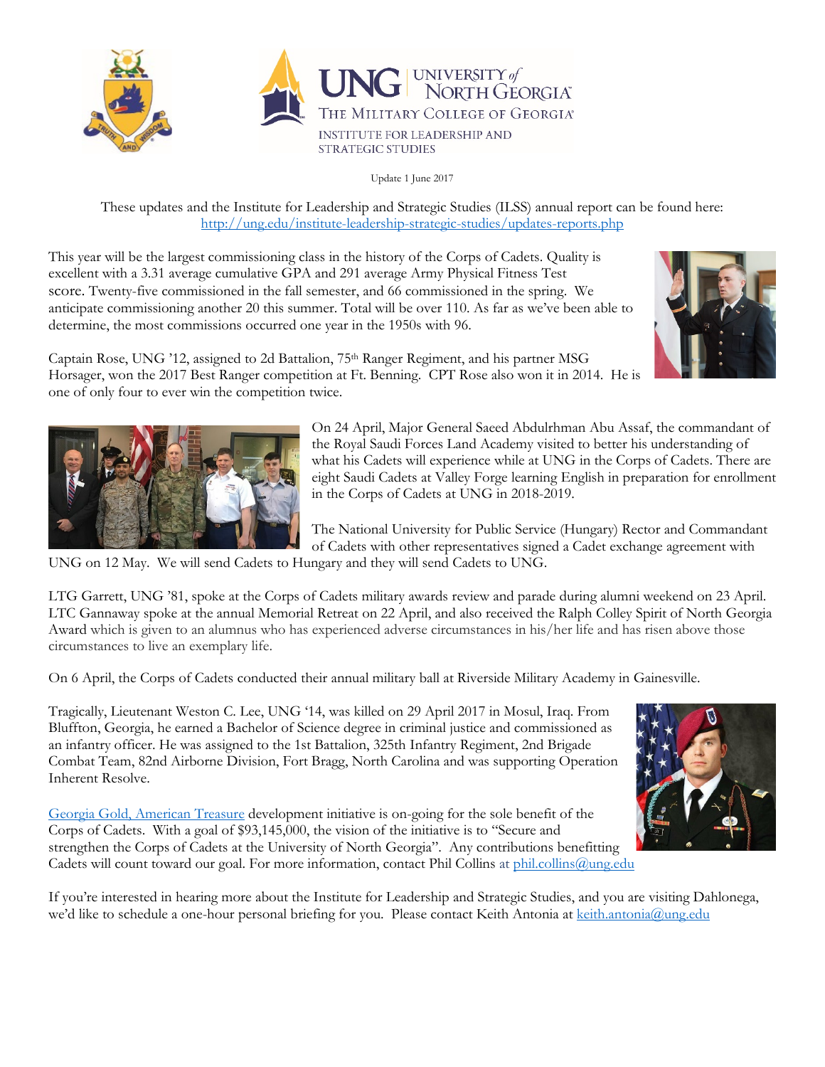UNG | UNIVERSITY of NORTH GEORGIA

THE MILITARY COLLEGE OF GEORGIA

INSTITUTE FOR LEADERSHIP AND STRATEGIC STUDIES

Update 1 June 2017

These updates and the Institute for Leadership and Strategic Studies (ILSS) annual report can be found here: [http://ung.edu/institute-leadership-strategic-studies/updates-reports.php](http://ung.edu/institute-leadership-strategic-studies/updates-reports.php)

This year will be the largest commissioning class in the history of the Corps of Cadets. Quality is excellent with a 3.31 average cumulative GPA and 291 average Army Physical Fitness Test score. Twenty-five commissioned in the fall semester, and 66 commissioned in the spring. We anticipate commissioning another 20 this summer. Total will be over 110. As far as we've been able to determine, the most commissions occurred one year in the 1950s with 96.

Captain Rose, UNG '12, assigned to 2d Battalion, 75th Ranger Regiment, and his partner MSG Horsager, won the 2017 Best Ranger competition at Ft. Benning. CPT Rose also won it in 2014. He is one of only four to ever win the competition twice.

On 24 April, Major General Saeed Abdulrhman Abu Assaf, the commandant of the Royal Saudi Forces Land Academy visited to better his understanding of what his Cadets will experience while at UNG in the Corps of Cadets. There are eight Saudi Cadets at Valley Forge learning English in preparation for enrollment in the Corps of Cadets at UNG in 2018-2019.

The National University for Public Service (Hungary) Rector and Commandant of Cadets with other representatives signed a Cadet exchange agreement with UNG on 12 May. We will send Cadets to Hungary and they will send Cadets to UNG.

LTG Garrett, UNG '81, spoke at the Corps of Cadets military awards review and parade during alumni weekend on 23 April. LTC Gannaway spoke at the annual Memorial Retreat on 22 April, and also received the Ralph Colley Spirit of North Georgia Award which is given to an alumnus who has experienced adverse circumstances in his/her life and has risen above those circumstances to live an exemplary life.

On 6 April, the Corps of Cadets conducted their annual military ball at Riverside Military Academy in Gainesville.

Tragically, Lieutenant Weston C. Lee, UNG '14, was killed on 29 April 2017 in Mosul, Iraq. From Bluffton, Georgia, he earned a Bachelor of Science degree in criminal justice and commissioned as an infantry officer. He was assigned to the 1st Battalion, 325th Infantry Regiment, 2nd Brigade Combat Team, 82nd Airborne Division, Fort Bragg, North Carolina and was supporting Operation Inherent Resolve.

Georgia Gold, American Treasure development initiative is on-going for the sole benefit of the Corps of Cadets. With a goal of $93,145,000, the vision of the initiative is to "Secure and strengthen the Corps of Cadets at the University of North Georgia". Any contributions benefitting Cadets will count toward our goal. For more information, contact Phil Collins at phil.collins@ung.edu

If you're interested in hearing more about the Institute for Leadership and Strategic Studies, and you are visiting Dahlonega, we'd like to schedule a one-hour personal briefing for you. Please contact Keith Antonia at keith.antonia@ung.edu